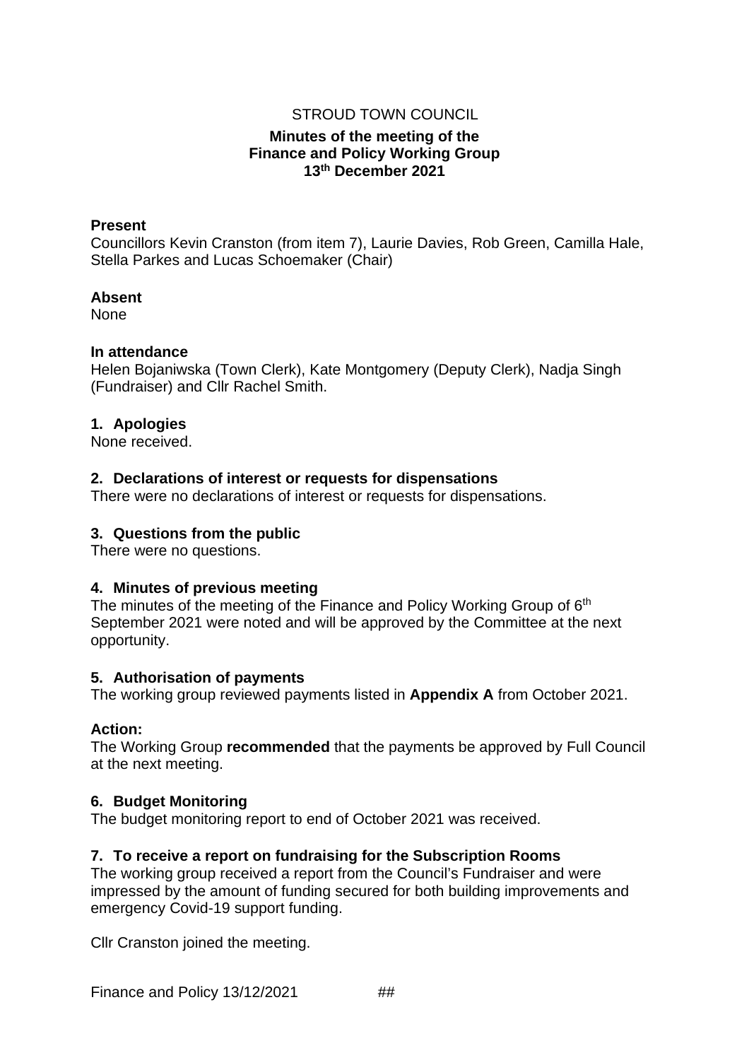STROUD TOWN COUNCIL

**Minutes of the meeting of the**
**Finance and Policy Working Group**
**13th December 2021**

**Present**
Councillors Kevin Cranston (from item 7), Laurie Davies, Rob Green, Camilla Hale, Stella Parkes and Lucas Schoemaker (Chair)

**Absent**
None

**In attendance**
Helen Bojaniwska (Town Clerk), Kate Montgomery (Deputy Clerk), Nadja Singh (Fundraiser) and Cllr Rachel Smith.

## 1. Apologies

None received.

## 2. Declarations of interest or requests for dispensations

There were no declarations of interest or requests for dispensations.

## 3. Questions from the public

There were no questions.

## 4. Minutes of previous meeting

The minutes of the meeting of the Finance and Policy Working Group of 6th September 2021 were noted and will be approved by the Committee at the next opportunity.

## 5. Authorisation of payments

The working group reviewed payments listed in **Appendix A** from October 2021.

**Action:**
The Working Group **recommended** that the payments be approved by Full Council at the next meeting.

## 6. Budget Monitoring

The budget monitoring report to end of October 2021 was received.

## 7. To receive a report on fundraising for the Subscription Rooms

The working group received a report from the Council's Fundraiser and were impressed by the amount of funding secured for both building improvements and emergency Covid-19 support funding.

Cllr Cranston joined the meeting.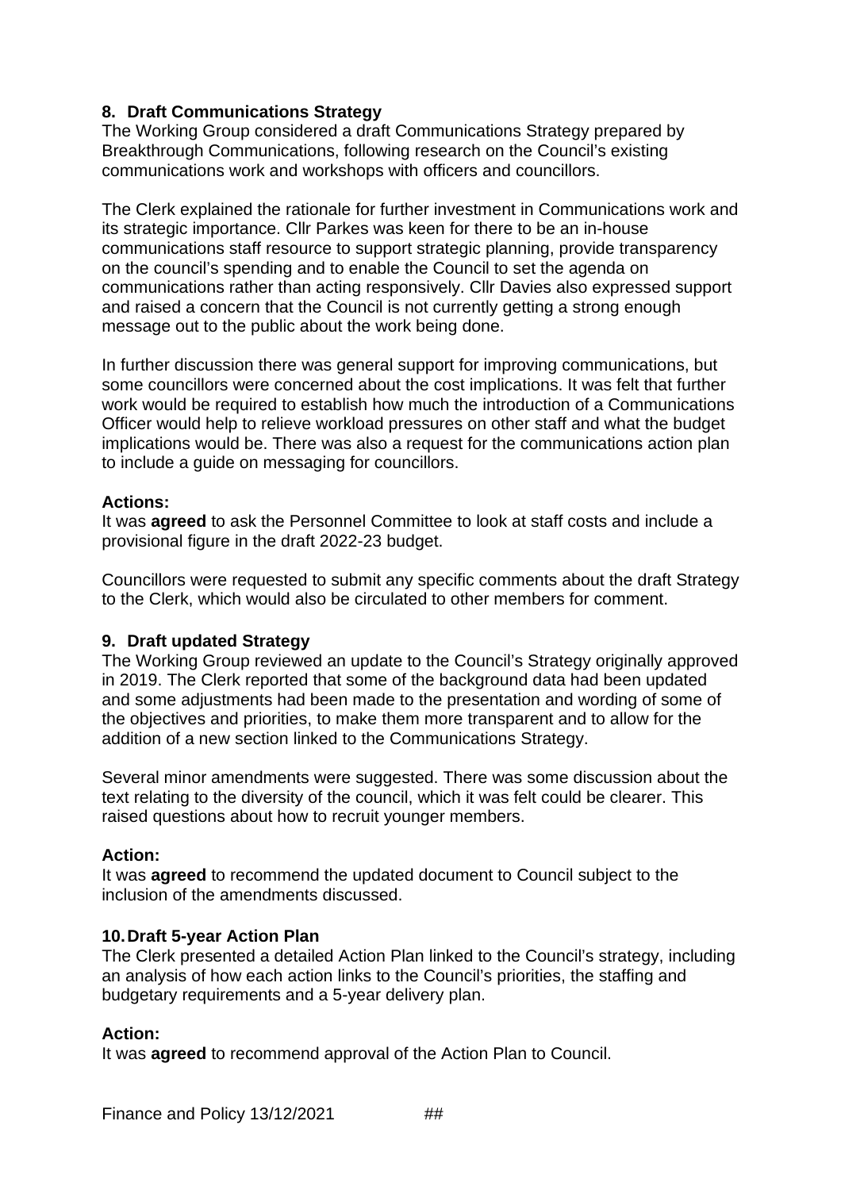### 8. Draft Communications Strategy

The Working Group considered a draft Communications Strategy prepared by Breakthrough Communications, following research on the Council's existing communications work and workshops with officers and councillors.

The Clerk explained the rationale for further investment in Communications work and its strategic importance. Cllr Parkes was keen for there to be an in-house communications staff resource to support strategic planning, provide transparency on the council's spending and to enable the Council to set the agenda on communications rather than acting responsively. Cllr Davies also expressed support and raised a concern that the Council is not currently getting a strong enough message out to the public about the work being done.

In further discussion there was general support for improving communications, but some councillors were concerned about the cost implications. It was felt that further work would be required to establish how much the introduction of a Communications Officer would help to relieve workload pressures on other staff and what the budget implications would be. There was also a request for the communications action plan to include a guide on messaging for councillors.

**Actions:**

It was **agreed** to ask the Personnel Committee to look at staff costs and include a provisional figure in the draft 2022-23 budget.

Councillors were requested to submit any specific comments about the draft Strategy to the Clerk, which would also be circulated to other members for comment.

### 9. Draft updated Strategy

The Working Group reviewed an update to the Council's Strategy originally approved in 2019. The Clerk reported that some of the background data had been updated and some adjustments had been made to the presentation and wording of some of the objectives and priorities, to make them more transparent and to allow for the addition of a new section linked to the Communications Strategy.

Several minor amendments were suggested. There was some discussion about the text relating to the diversity of the council, which it was felt could be clearer. This raised questions about how to recruit younger members.

**Action:**

It was **agreed** to recommend the updated document to Council subject to the inclusion of the amendments discussed.

### 10. Draft 5-year Action Plan

The Clerk presented a detailed Action Plan linked to the Council's strategy, including an analysis of how each action links to the Council's priorities, the staffing and budgetary requirements and a 5-year delivery plan.

**Action:**

It was **agreed** to recommend approval of the Action Plan to Council.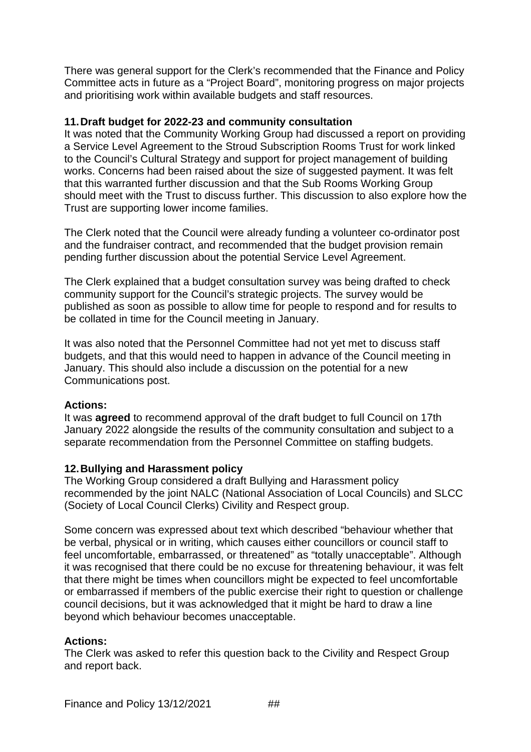There was general support for the Clerk's recommended that the Finance and Policy Committee acts in future as a "Project Board", monitoring progress on major projects and prioritising work within available budgets and staff resources.

### 11. Draft budget for 2022-23 and community consultation

It was noted that the Community Working Group had discussed a report on providing a Service Level Agreement to the Stroud Subscription Rooms Trust for work linked to the Council's Cultural Strategy and support for project management of building works. Concerns had been raised about the size of suggested payment. It was felt that this warranted further discussion and that the Sub Rooms Working Group should meet with the Trust to discuss further. This discussion to also explore how the Trust are supporting lower income families.

The Clerk noted that the Council were already funding a volunteer co-ordinator post and the fundraiser contract, and recommended that the budget provision remain pending further discussion about the potential Service Level Agreement.

The Clerk explained that a budget consultation survey was being drafted to check community support for the Council's strategic projects. The survey would be published as soon as possible to allow time for people to respond and for results to be collated in time for the Council meeting in January.

It was also noted that the Personnel Committee had not yet met to discuss staff budgets, and that this would need to happen in advance of the Council meeting in January. This should also include a discussion on the potential for a new Communications post.

**Actions:**

It was **agreed** to recommend approval of the draft budget to full Council on 17th January 2022 alongside the results of the community consultation and subject to a separate recommendation from the Personnel Committee on staffing budgets.

### 12. Bullying and Harassment policy

The Working Group considered a draft Bullying and Harassment policy recommended by the joint NALC (National Association of Local Councils) and SLCC (Society of Local Council Clerks) Civility and Respect group.

Some concern was expressed about text which described "behaviour whether that be verbal, physical or in writing, which causes either councillors or council staff to feel uncomfortable, embarrassed, or threatened" as "totally unacceptable". Although it was recognised that there could be no excuse for threatening behaviour, it was felt that there might be times when councillors might be expected to feel uncomfortable or embarrassed if members of the public exercise their right to question or challenge council decisions, but it was acknowledged that it might be hard to draw a line beyond which behaviour becomes unacceptable.

**Actions:**

The Clerk was asked to refer this question back to the Civility and Respect Group and report back.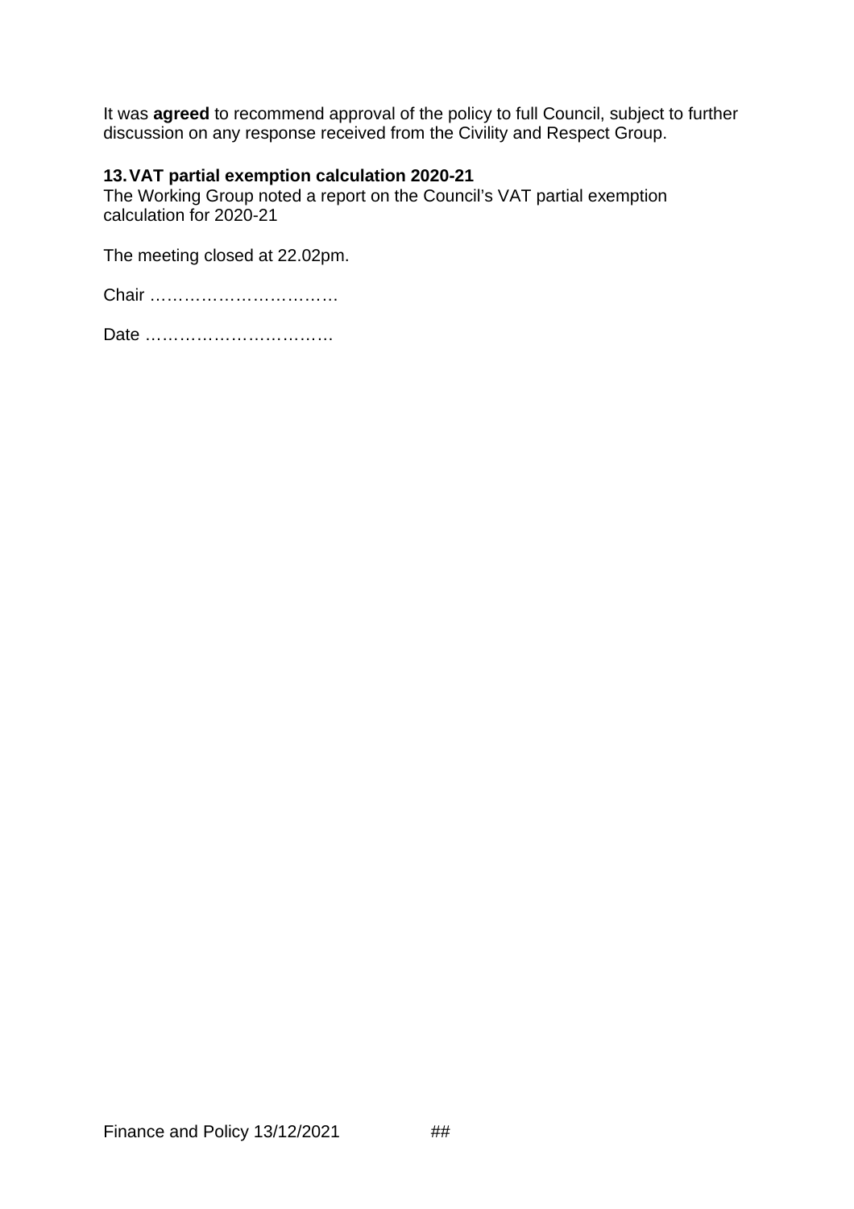It was **agreed** to recommend approval of the policy to full Council, subject to further discussion on any response received from the Civility and Respect Group.

**13. VAT partial exemption calculation 2020-21**

The Working Group noted a report on the Council's VAT partial exemption calculation for 2020-21

The meeting closed at 22.02pm.

Chair ……………………………

Date ……………………………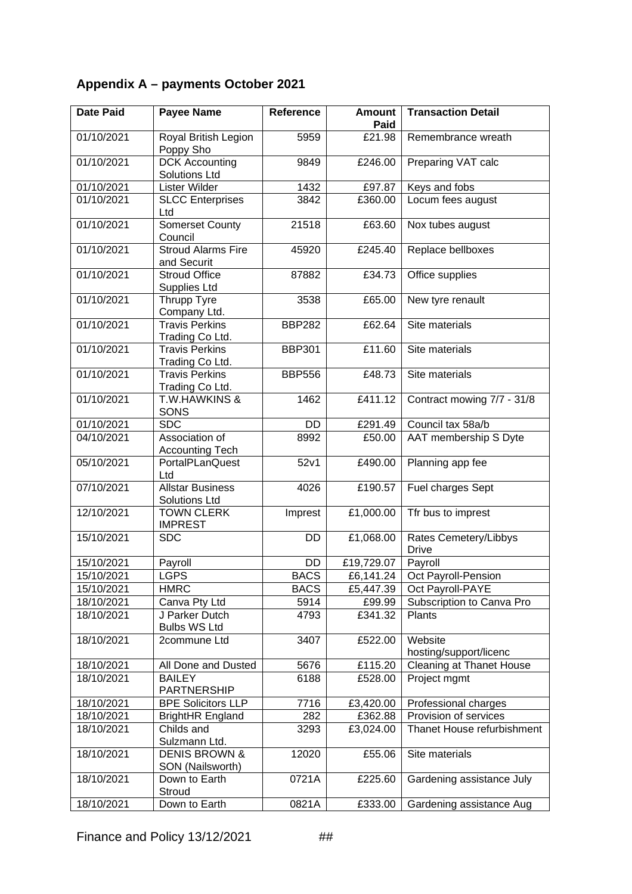## Appendix A – payments October 2021

| Date Paid | Payee Name | Reference | Amount Paid | Transaction Detail |
|---|---|---|---|---|
| 01/10/2021 | Royal British Legion Poppy Sho | 5959 | £21.98 | Remembrance wreath |
| 01/10/2021 | DCK Accounting Solutions Ltd | 9849 | £246.00 | Preparing VAT calc |
| 01/10/2021 | Lister Wilder | 1432 | £97.87 | Keys and fobs |
| 01/10/2021 | SLCC Enterprises Ltd | 3842 | £360.00 | Locum fees august |
| 01/10/2021 | Somerset County Council | 21518 | £63.60 | Nox tubes august |
| 01/10/2021 | Stroud Alarms Fire and Securit | 45920 | £245.40 | Replace bellboxes |
| 01/10/2021 | Stroud Office Supplies Ltd | 87882 | £34.73 | Office supplies |
| 01/10/2021 | Thrupp Tyre Company Ltd. | 3538 | £65.00 | New tyre renault |
| 01/10/2021 | Travis Perkins Trading Co Ltd. | BBP282 | £62.64 | Site materials |
| 01/10/2021 | Travis Perkins Trading Co Ltd. | BBP301 | £11.60 | Site materials |
| 01/10/2021 | Travis Perkins Trading Co Ltd. | BBP556 | £48.73 | Site materials |
| 01/10/2021 | T.W.HAWKINS & SONS | 1462 | £411.12 | Contract mowing 7/7 - 31/8 |
| 01/10/2021 | SDC | DD | £291.49 | Council tax 58a/b |
| 04/10/2021 | Association of Accounting Tech | 8992 | £50.00 | AAT membership S Dyte |
| 05/10/2021 | PortalPLanQuest Ltd | 52v1 | £490.00 | Planning app fee |
| 07/10/2021 | Allstar Business Solutions Ltd | 4026 | £190.57 | Fuel charges Sept |
| 12/10/2021 | TOWN CLERK IMPREST | Imprest | £1,000.00 | Tfr bus to imprest |
| 15/10/2021 | SDC | DD | £1,068.00 | Rates Cemetery/Libbys Drive |
| 15/10/2021 | Payroll | DD | £19,729.07 | Payroll |
| 15/10/2021 | LGPS | BACS | £6,141.24 | Oct Payroll-Pension |
| 15/10/2021 | HMRC | BACS | £5,447.39 | Oct Payroll-PAYE |
| 18/10/2021 | Canva Pty Ltd | 5914 | £99.99 | Subscription to Canva Pro |
| 18/10/2021 | J Parker Dutch Bulbs WS Ltd | 4793 | £341.32 | Plants |
| 18/10/2021 | 2commune Ltd | 3407 | £522.00 | Website hosting/support/licenc |
| 18/10/2021 | All Done and Dusted | 5676 | £115.20 | Cleaning at Thanet House |
| 18/10/2021 | BAILEY PARTNERSHIP | 6188 | £528.00 | Project mgmt |
| 18/10/2021 | BPE Solicitors LLP | 7716 | £3,420.00 | Professional charges |
| 18/10/2021 | BrightHR England | 282 | £362.88 | Provision of services |
| 18/10/2021 | Childs and Sulzmann Ltd. | 3293 | £3,024.00 | Thanet House refurbishment |
| 18/10/2021 | DENIS BROWN & SON (Nailsworth) | 12020 | £55.06 | Site materials |
| 18/10/2021 | Down to Earth Stroud | 0721A | £225.60 | Gardening assistance July |
| 18/10/2021 | Down to Earth | 0821A | £333.00 | Gardening assistance Aug |

Finance and Policy 13/12/2021 ##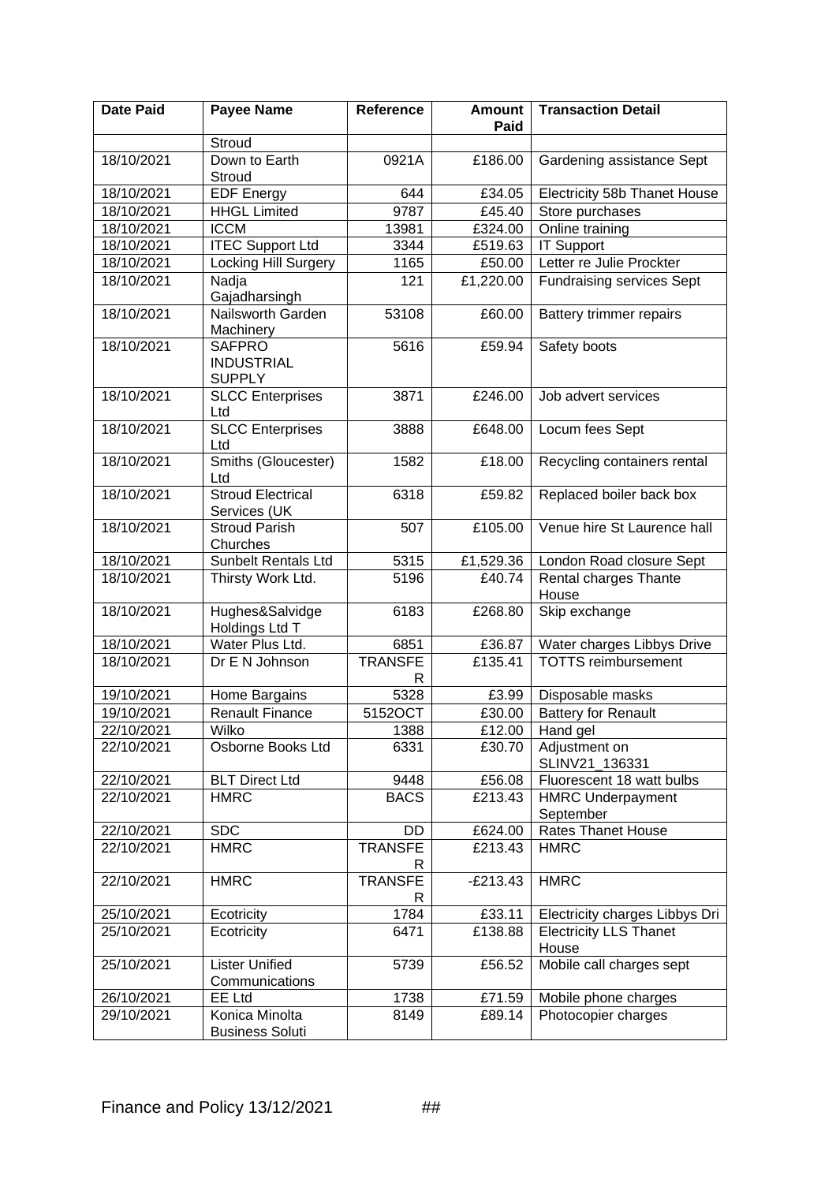| Date Paid | Payee Name | Reference | Amount Paid | Transaction Detail |
|---|---|---|---|---|
| | Stroud | | | |
| 18/10/2021 | Down to Earth Stroud | 0921A | £186.00 | Gardening assistance Sept |
| 18/10/2021 | EDF Energy | 644 | £34.05 | Electricity 58b Thanet House |
| 18/10/2021 | HHGL Limited | 9787 | £45.40 | Store purchases |
| 18/10/2021 | ICCM | 13981 | £324.00 | Online training |
| 18/10/2021 | ITEC Support Ltd | 3344 | £519.63 | IT Support |
| 18/10/2021 | Locking Hill Surgery | 1165 | £50.00 | Letter re Julie Prockter |
| 18/10/2021 | Nadja Gajadharsingh | 121 | £1,220.00 | Fundraising services Sept |
| 18/10/2021 | Nailsworth Garden Machinery | 53108 | £60.00 | Battery trimmer repairs |
| 18/10/2021 | SAFPRO INDUSTRIAL SUPPLY | 5616 | £59.94 | Safety boots |
| 18/10/2021 | SLCC Enterprises Ltd | 3871 | £246.00 | Job advert services |
| 18/10/2021 | SLCC Enterprises Ltd | 3888 | £648.00 | Locum fees Sept |
| 18/10/2021 | Smiths (Gloucester) Ltd | 1582 | £18.00 | Recycling containers rental |
| 18/10/2021 | Stroud Electrical Services (UK | 6318 | £59.82 | Replaced boiler back box |
| 18/10/2021 | Stroud Parish Churches | 507 | £105.00 | Venue hire St Laurence hall |
| 18/10/2021 | Sunbelt Rentals Ltd | 5315 | £1,529.36 | London Road closure Sept |
| 18/10/2021 | Thirsty Work Ltd. | 5196 | £40.74 | Rental charges Thante House |
| 18/10/2021 | Hughes&Salvidge Holdings Ltd T | 6183 | £268.80 | Skip exchange |
| 18/10/2021 | Water Plus Ltd. | 6851 | £36.87 | Water charges Libbys Drive |
| 18/10/2021 | Dr E N Johnson | TRANSFER | £135.41 | TOTTS reimbursement |
| 19/10/2021 | Home Bargains | 5328 | £3.99 | Disposable masks |
| 19/10/2021 | Renault Finance | 5152OCT | £30.00 | Battery for Renault |
| 22/10/2021 | Wilko | 1388 | £12.00 | Hand gel |
| 22/10/2021 | Osborne Books Ltd | 6331 | £30.70 | Adjustment on SLINV21_136331 |
| 22/10/2021 | BLT Direct Ltd | 9448 | £56.08 | Fluorescent 18 watt bulbs |
| 22/10/2021 | HMRC | BACS | £213.43 | HMRC Underpayment September |
| 22/10/2021 | SDC | DD | £624.00 | Rates Thanet House |
| 22/10/2021 | HMRC | TRANSFER | £213.43 | HMRC |
| 22/10/2021 | HMRC | TRANSFER | -£213.43 | HMRC |
| 25/10/2021 | Ecotricity | 1784 | £33.11 | Electricity charges Libbys Dri |
| 25/10/2021 | Ecotricity | 6471 | £138.88 | Electricity LLS Thanet House |
| 25/10/2021 | Lister Unified Communications | 5739 | £56.52 | Mobile call charges sept |
| 26/10/2021 | EE Ltd | 1738 | £71.59 | Mobile phone charges |
| 29/10/2021 | Konica Minolta Business Soluti | 8149 | £89.14 | Photocopier charges |